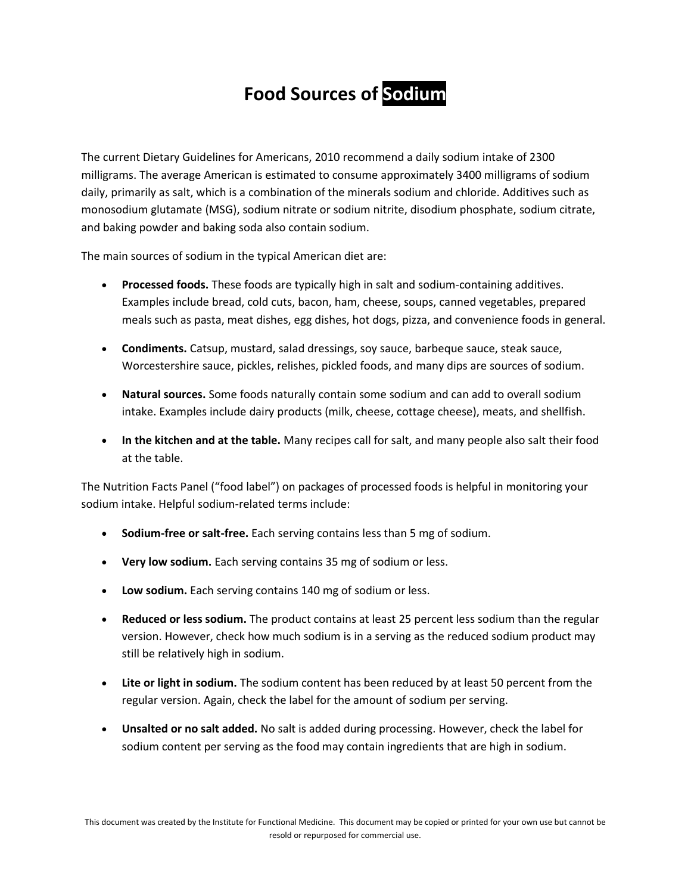# Food Sources of Sodium

The current Dietary Guidelines for Americans, 2010 recommend a daily sodium intake of 2300 milligrams. The average American is estimated to consume approximately 3400 milligrams of sodium daily, primarily as salt, which is a combination of the minerals sodium and chloride. Additives such as monosodium glutamate (MSG), sodium nitrate or sodium nitrite, disodium phosphate, sodium citrate, and baking powder and baking soda also contain sodium.

The main sources of sodium in the typical American diet are:

- **Processed foods.** These foods are typically high in salt and sodium-containing additives. Examples include bread, cold cuts, bacon, ham, cheese, soups, canned vegetables, prepared meals such as pasta, meat dishes, egg dishes, hot dogs, pizza, and convenience foods in general.
- **Condiments.** Catsup, mustard, salad dressings, soy sauce, barbeque sauce, steak sauce, Worcestershire sauce, pickles, relishes, pickled foods, and many dips are sources of sodium.
- **Natural sources.** Some foods naturally contain some sodium and can add to overall sodium intake. Examples include dairy products (milk, cheese, cottage cheese), meats, and shellfish.
- **In the kitchen and at the table.** Many recipes call for salt, and many people also salt their food at the table.

The Nutrition Facts Panel ("food label") on packages of processed foods is helpful in monitoring your sodium intake. Helpful sodium-related terms include:

- **Sodium-free or salt-free.** Each serving contains less than 5 mg of sodium.
- **Very low sodium.** Each serving contains 35 mg of sodium or less.
- **Low sodium.** Each serving contains 140 mg of sodium or less.
- **Reduced or less sodium.** The product contains at least 25 percent less sodium than the regular version. However, check how much sodium is in a serving as the reduced sodium product may still be relatively high in sodium.
- **Lite or light in sodium.** The sodium content has been reduced by at least 50 percent from the regular version. Again, check the label for the amount of sodium per serving.
- **Unsalted or no salt added.** No salt is added during processing. However, check the label for sodium content per serving as the food may contain ingredients that are high in sodium.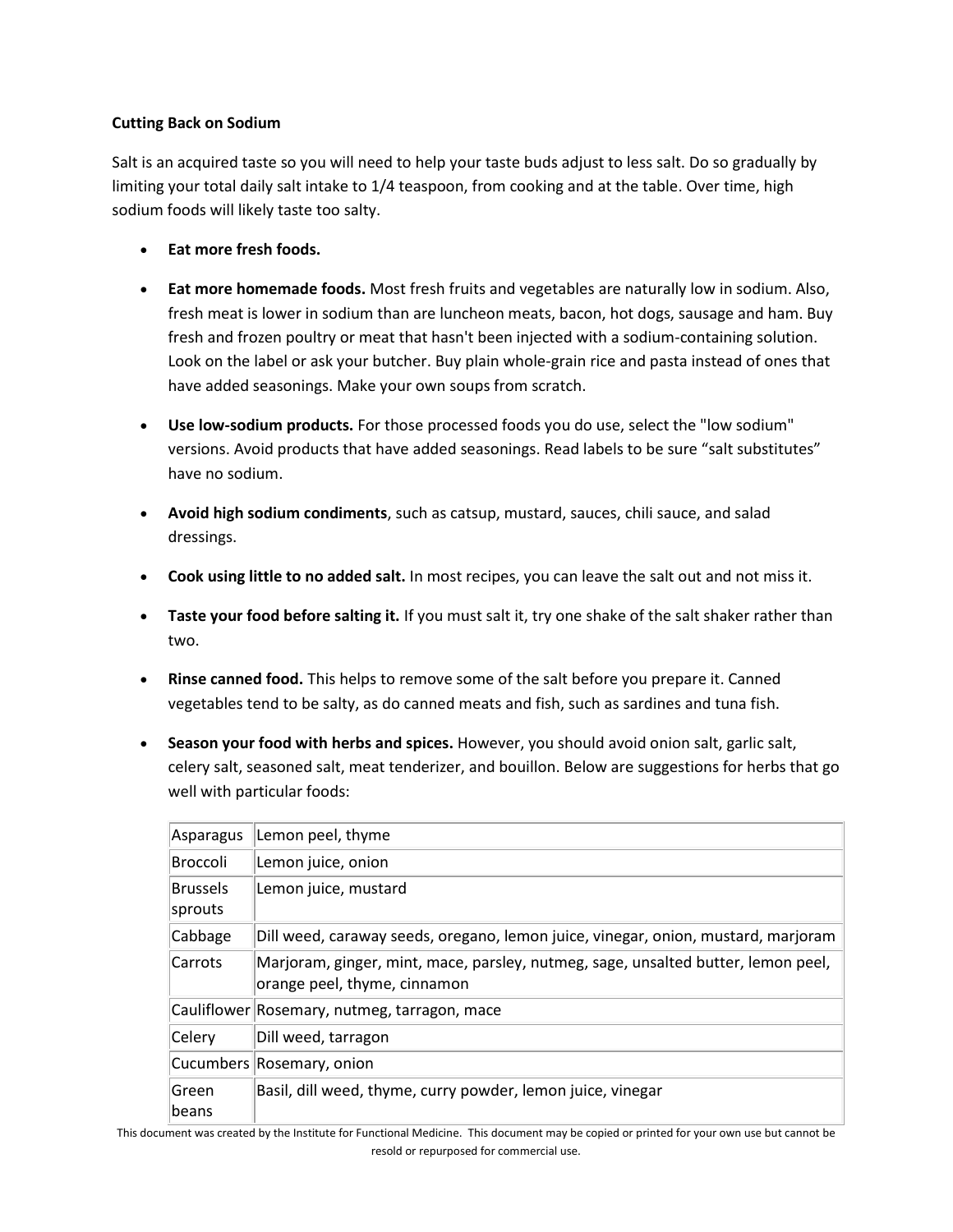**Cutting Back on Sodium**

Salt is an acquired taste so you will need to help your taste buds adjust to less salt. Do so gradually by limiting your total daily salt intake to 1/4 teaspoon, from cooking and at the table. Over time, high sodium foods will likely taste too salty.

- **Eat more fresh foods.**
- **Eat more homemade foods.** Most fresh fruits and vegetables are naturally low in sodium. Also, fresh meat is lower in sodium than are luncheon meats, bacon, hot dogs, sausage and ham. Buy fresh and frozen poultry or meat that hasn't been injected with a sodium-containing solution. Look on the label or ask your butcher. Buy plain whole-grain rice and pasta instead of ones that have added seasonings. Make your own soups from scratch.
- **Use low-sodium products.** For those processed foods you do use, select the "low sodium" versions. Avoid products that have added seasonings. Read labels to be sure "salt substitutes" have no sodium.
- **Avoid high sodium condiments**, such as catsup, mustard, sauces, chili sauce, and salad dressings.
- **Cook using little to no added salt.** In most recipes, you can leave the salt out and not miss it.
- **Taste your food before salting it.** If you must salt it, try one shake of the salt shaker rather than two.
- **Rinse canned food.** This helps to remove some of the salt before you prepare it. Canned vegetables tend to be salty, as do canned meats and fish, such as sardines and tuna fish.
- **Season your food with herbs and spices.** However, you should avoid onion salt, garlic salt, celery salt, seasoned salt, meat tenderizer, and bouillon. Below are suggestions for herbs that go well with particular foods:

| | |
|---|---|
| Asparagus | Lemon peel, thyme |
| Broccoli | Lemon juice, onion |
| Brussels sprouts | Lemon juice, mustard |
| Cabbage | Dill weed, caraway seeds, oregano, lemon juice, vinegar, onion, mustard, marjoram |
| Carrots | Marjoram, ginger, mint, mace, parsley, nutmeg, sage, unsalted butter, lemon peel, orange peel, thyme, cinnamon |
| Cauliflower | Rosemary, nutmeg, tarragon, mace |
| Celery | Dill weed, tarragon |
| Cucumbers | Rosemary, onion |
| Green beans | Basil, dill weed, thyme, curry powder, lemon juice, vinegar |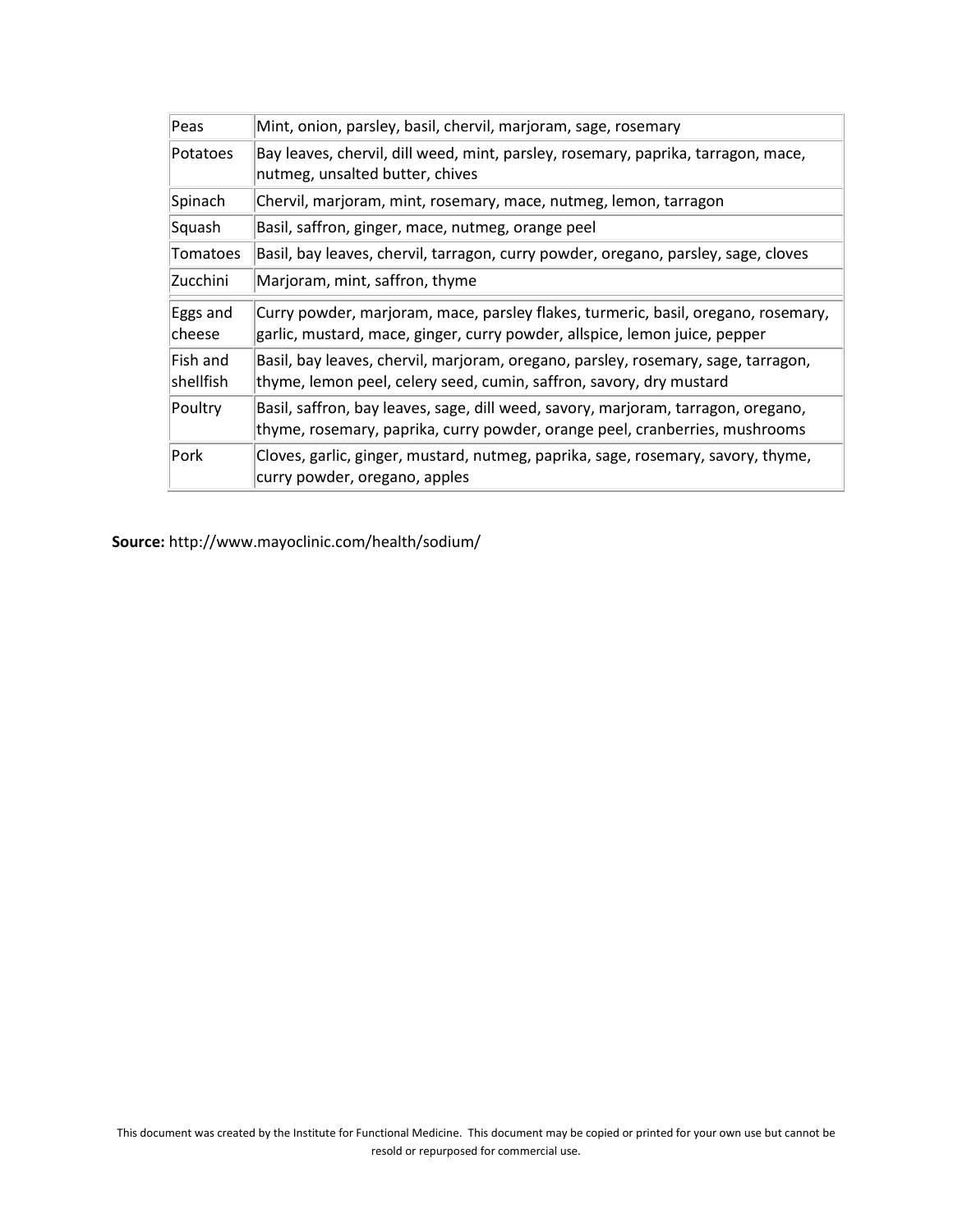| | |
|---|---|
| Peas | Mint, onion, parsley, basil, chervil, marjoram, sage, rosemary |
| Potatoes | Bay leaves, chervil, dill weed, mint, parsley, rosemary, paprika, tarragon, mace, nutmeg, unsalted butter, chives |
| Spinach | Chervil, marjoram, mint, rosemary, mace, nutmeg, lemon, tarragon |
| Squash | Basil, saffron, ginger, mace, nutmeg, orange peel |
| Tomatoes | Basil, bay leaves, chervil, tarragon, curry powder, oregano, parsley, sage, cloves |
| Zucchini | Marjoram, mint, saffron, thyme |
| Eggs and cheese | Curry powder, marjoram, mace, parsley flakes, turmeric, basil, oregano, rosemary, garlic, mustard, mace, ginger, curry powder, allspice, lemon juice, pepper |
| Fish and shellfish | Basil, bay leaves, chervil, marjoram, oregano, parsley, rosemary, sage, tarragon, thyme, lemon peel, celery seed, cumin, saffron, savory, dry mustard |
| Poultry | Basil, saffron, bay leaves, sage, dill weed, savory, marjoram, tarragon, oregano, thyme, rosemary, paprika, curry powder, orange peel, cranberries, mushrooms |
| Pork | Cloves, garlic, ginger, mustard, nutmeg, paprika, sage, rosemary, savory, thyme, curry powder, oregano, apples |

**Source:** http://www.mayoclinic.com/health/sodium/

This document was created by the Institute for Functional Medicine. This document may be copied or printed for your own use but cannot be resold or repurposed for commercial use.